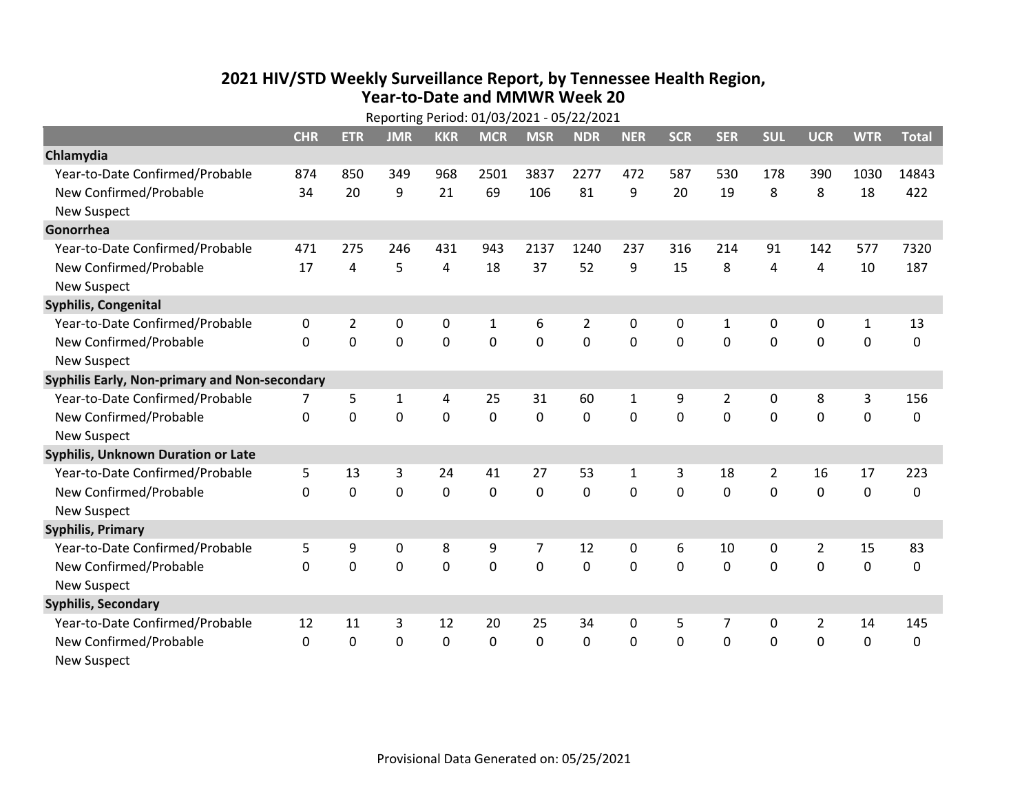# 2021 HIV/STD Weekly Surveillance Report, by Tennessee Health Region, Year-to-Date and MMWR Week 20

Reporting Period: 01/03/2021 - 05/22/2021

| | CHR | ETR | JMR | KKR | MCR | MSR | NDR | NER | SCR | SER | SUL | UCR | WTR | Total |
|---|---|---|---|---|---|---|---|---|---|---|---|---|---|---|
| **Chlamydia** | | | | | | | | | | | | | | |
| Year-to-Date Confirmed/Probable | 874 | 850 | 349 | 968 | 2501 | 3837 | 2277 | 472 | 587 | 530 | 178 | 390 | 1030 | 14843 |
| New Confirmed/Probable | 34 | 20 | 9 | 21 | 69 | 106 | 81 | 9 | 20 | 19 | 8 | 8 | 18 | 422 |
| New Suspect | | | | | | | | | | | | | | |
| **Gonorrhea** | | | | | | | | | | | | | | |
| Year-to-Date Confirmed/Probable | 471 | 275 | 246 | 431 | 943 | 2137 | 1240 | 237 | 316 | 214 | 91 | 142 | 577 | 7320 |
| New Confirmed/Probable | 17 | 4 | 5 | 4 | 18 | 37 | 52 | 9 | 15 | 8 | 4 | 4 | 10 | 187 |
| New Suspect | | | | | | | | | | | | | | |
| **Syphilis, Congenital** | | | | | | | | | | | | | | |
| Year-to-Date Confirmed/Probable | 0 | 2 | 0 | 0 | 1 | 6 | 2 | 0 | 0 | 1 | 0 | 0 | 1 | 13 |
| New Confirmed/Probable | 0 | 0 | 0 | 0 | 0 | 0 | 0 | 0 | 0 | 0 | 0 | 0 | 0 | 0 |
| New Suspect | | | | | | | | | | | | | | |
| **Syphilis Early, Non-primary and Non-secondary** | | | | | | | | | | | | | | |
| Year-to-Date Confirmed/Probable | 7 | 5 | 1 | 4 | 25 | 31 | 60 | 1 | 9 | 2 | 0 | 8 | 3 | 156 |
| New Confirmed/Probable | 0 | 0 | 0 | 0 | 0 | 0 | 0 | 0 | 0 | 0 | 0 | 0 | 0 | 0 |
| New Suspect | | | | | | | | | | | | | | |
| **Syphilis, Unknown Duration or Late** | | | | | | | | | | | | | | |
| Year-to-Date Confirmed/Probable | 5 | 13 | 3 | 24 | 41 | 27 | 53 | 1 | 3 | 18 | 2 | 16 | 17 | 223 |
| New Confirmed/Probable | 0 | 0 | 0 | 0 | 0 | 0 | 0 | 0 | 0 | 0 | 0 | 0 | 0 | 0 |
| New Suspect | | | | | | | | | | | | | | |
| **Syphilis, Primary** | | | | | | | | | | | | | | |
| Year-to-Date Confirmed/Probable | 5 | 9 | 0 | 8 | 9 | 7 | 12 | 0 | 6 | 10 | 0 | 2 | 15 | 83 |
| New Confirmed/Probable | 0 | 0 | 0 | 0 | 0 | 0 | 0 | 0 | 0 | 0 | 0 | 0 | 0 | 0 |
| New Suspect | | | | | | | | | | | | | | |
| **Syphilis, Secondary** | | | | | | | | | | | | | | |
| Year-to-Date Confirmed/Probable | 12 | 11 | 3 | 12 | 20 | 25 | 34 | 0 | 5 | 7 | 0 | 2 | 14 | 145 |
| New Confirmed/Probable | 0 | 0 | 0 | 0 | 0 | 0 | 0 | 0 | 0 | 0 | 0 | 0 | 0 | 0 |
| New Suspect | | | | | | | | | | | | | | |

Provisional Data Generated on: 05/25/2021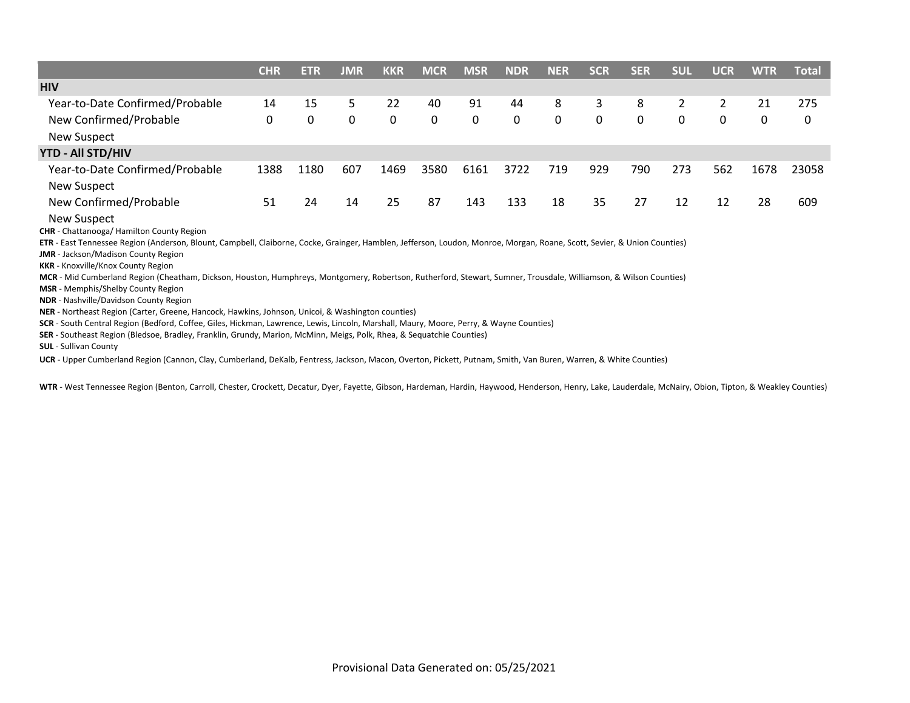| | CHR | ETR | JMR | KKR | MCR | MSR | NDR | NER | SCR | SER | SUL | UCR | WTR | Total |
|---|---|---|---|---|---|---|---|---|---|---|---|---|---|---|
| **HIV** | | | | | | | | | | | | | | |
| Year-to-Date Confirmed/Probable | 14 | 15 | 5 | 22 | 40 | 91 | 44 | 8 | 3 | 8 | 2 | 2 | 21 | 275 |
| New Confirmed/Probable | 0 | 0 | 0 | 0 | 0 | 0 | 0 | 0 | 0 | 0 | 0 | 0 | 0 | 0 |
| New Suspect | | | | | | | | | | | | | | |
| **YTD - All STD/HIV** | | | | | | | | | | | | | | |
| Year-to-Date Confirmed/Probable | 1388 | 1180 | 607 | 1469 | 3580 | 6161 | 3722 | 719 | 929 | 790 | 273 | 562 | 1678 | 23058 |
| New Suspect | | | | | | | | | | | | | | |
| New Confirmed/Probable | 51 | 24 | 14 | 25 | 87 | 143 | 133 | 18 | 35 | 27 | 12 | 12 | 28 | 609 |
| New Suspect | | | | | | | | | | | | | | |

**CHR** - Chattanooga/ Hamilton County Region

**ETR** - East Tennessee Region (Anderson, Blount, Campbell, Claiborne, Cocke, Grainger, Hamblen, Jefferson, Loudon, Monroe, Morgan, Roane, Scott, Sevier, & Union Counties)

**JMR** - Jackson/Madison County Region

**KKR** - Knoxville/Knox County Region

**MCR** - Mid Cumberland Region (Cheatham, Dickson, Houston, Humphreys, Montgomery, Robertson, Rutherford, Stewart, Sumner, Trousdale, Williamson, & Wilson Counties)

**MSR** - Memphis/Shelby County Region

**NDR** - Nashville/Davidson County Region

**NER** - Northeast Region (Carter, Greene, Hancock, Hawkins, Johnson, Unicoi, & Washington counties)

**SCR** - South Central Region (Bedford, Coffee, Giles, Hickman, Lawrence, Lewis, Lincoln, Marshall, Maury, Moore, Perry, & Wayne Counties)

**SER** - Southeast Region (Bledsoe, Bradley, Franklin, Grundy, Marion, McMinn, Meigs, Polk, Rhea, & Sequatchie Counties)

**SUL** - Sullivan County

**UCR** - Upper Cumberland Region (Cannon, Clay, Cumberland, DeKalb, Fentress, Jackson, Macon, Overton, Pickett, Putnam, Smith, Van Buren, Warren, & White Counties)

**WTR** - West Tennessee Region (Benton, Carroll, Chester, Crockett, Decatur, Dyer, Fayette, Gibson, Hardeman, Hardin, Haywood, Henderson, Henry, Lake, Lauderdale, McNairy, Obion, Tipton, & Weakley Counties)

Provisional Data Generated on: 05/25/2021